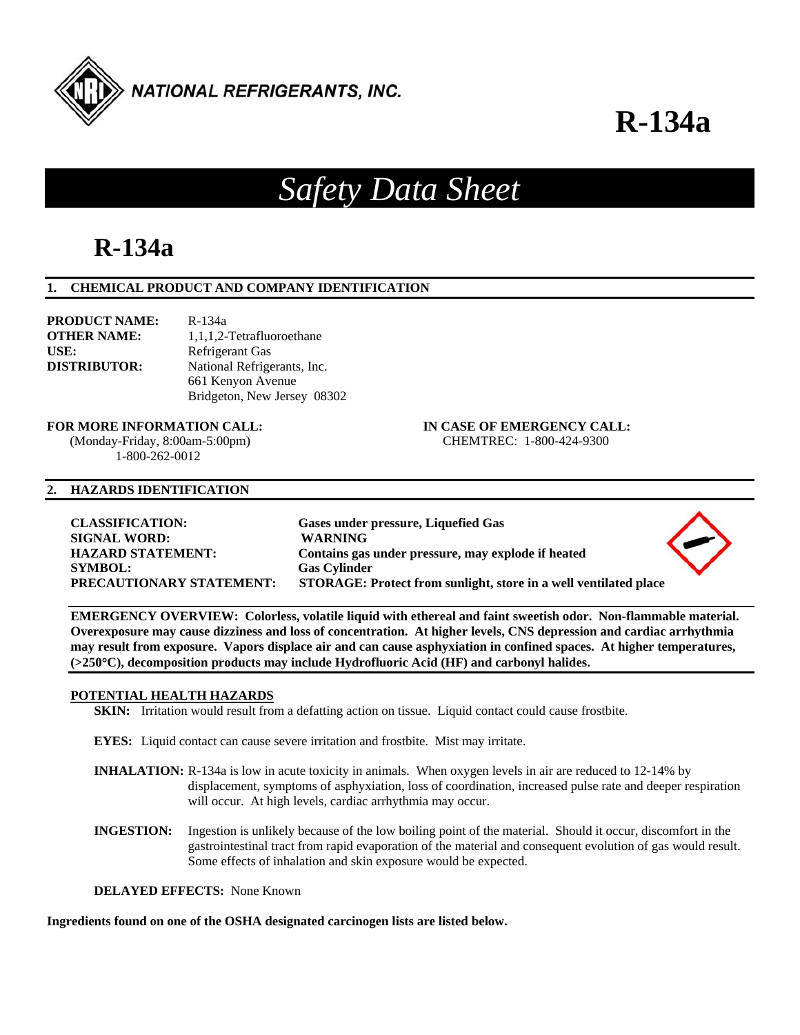NATIONAL REFRIGERANTS, INC.

# R-134a

# *Safety Data Sheet*

# R-134a

## 1. CHEMICAL PRODUCT AND COMPANY IDENTIFICATION

| | |
|---|---|
| **PRODUCT NAME:** | R-134a |
| **OTHER NAME:** | 1,1,1,2-Tetrafluoroethane |
| **USE:** | Refrigerant Gas |
| **DISTRIBUTOR:** | National Refrigerants, Inc.<br>661 Kenyon Avenue<br>Bridgeton, New Jersey 08302 |

**FOR MORE INFORMATION CALL:**
(Monday-Friday, 8:00am-5:00pm)
1-800-262-0012

**IN CASE OF EMERGENCY CALL:**
CHEMTREC: 1-800-424-9300

## 2. HAZARDS IDENTIFICATION

| | |
|---|---|
| **CLASSIFICATION:** | **Gases under pressure, Liquefied Gas** |
| **SIGNAL WORD:** | **WARNING** |
| **HAZARD STATEMENT:** | **Contains gas under pressure, may explode if heated** |
| **SYMBOL:** | **Gas Cylinder** |
| **PRECAUTIONARY STATEMENT:** | **STORAGE: Protect from sunlight, store in a well ventilated place** |

**EMERGENCY OVERVIEW: Colorless, volatile liquid with ethereal and faint sweetish odor. Non-flammable material. Overexposure may cause dizziness and loss of concentration. At higher levels, CNS depression and cardiac arrhythmia may result from exposure. Vapors displace air and can cause asphyxiation in confined spaces. At higher temperatures, (>250°C), decomposition products may include Hydrofluoric Acid (HF) and carbonyl halides.**

**POTENTIAL HEALTH HAZARDS**

**SKIN:** Irritation would result from a defatting action on tissue. Liquid contact could cause frostbite.

**EYES:** Liquid contact can cause severe irritation and frostbite. Mist may irritate.

**INHALATION:** R-134a is low in acute toxicity in animals. When oxygen levels in air are reduced to 12-14% by displacement, symptoms of asphyxiation, loss of coordination, increased pulse rate and deeper respiration will occur. At high levels, cardiac arrhythmia may occur.

**INGESTION:** Ingestion is unlikely because of the low boiling point of the material. Should it occur, discomfort in the gastrointestinal tract from rapid evaporation of the material and consequent evolution of gas would result. Some effects of inhalation and skin exposure would be expected.

**DELAYED EFFECTS:** None Known

**Ingredients found on one of the OSHA designated carcinogen lists are listed below.**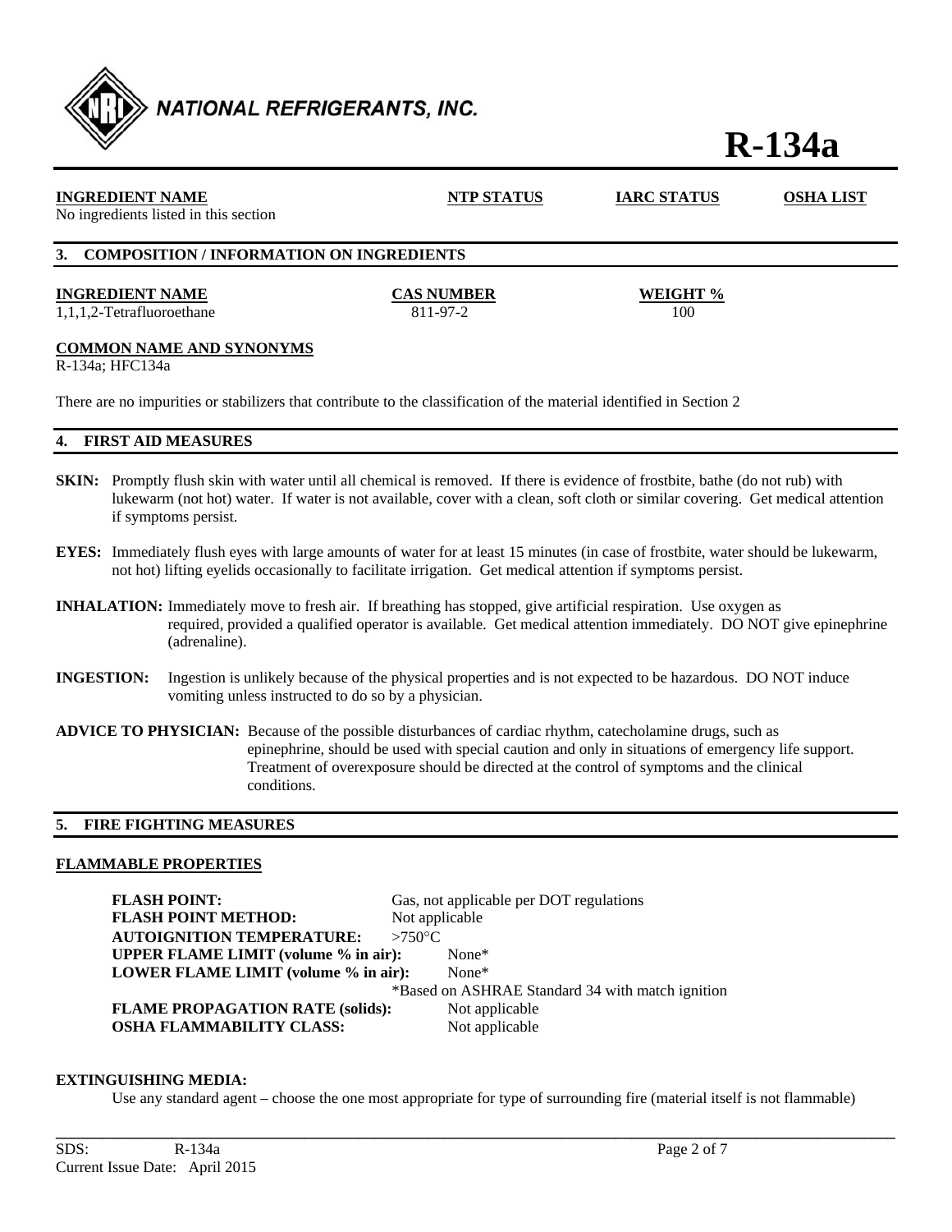| INGREDIENT NAME | NTP STATUS | IARC STATUS | OSHA LIST |
|---|---|---|---|
| No ingredients listed in this section | | | |

## 3. COMPOSITION / INFORMATION ON INGREDIENTS

| INGREDIENT NAME | CAS NUMBER | WEIGHT % |
|---|---|---|
| 1,1,1,2-Tetrafluoroethane | 811-97-2 | 100 |

**COMMON NAME AND SYNONYMS**

R-134a; HFC134a

There are no impurities or stabilizers that contribute to the classification of the material identified in Section 2

## 4. FIRST AID MEASURES

**SKIN:** Promptly flush skin with water until all chemical is removed. If there is evidence of frostbite, bathe (do not rub) with lukewarm (not hot) water. If water is not available, cover with a clean, soft cloth or similar covering. Get medical attention if symptoms persist.

**EYES:** Immediately flush eyes with large amounts of water for at least 15 minutes (in case of frostbite, water should be lukewarm, not hot) lifting eyelids occasionally to facilitate irrigation. Get medical attention if symptoms persist.

**INHALATION:** Immediately move to fresh air. If breathing has stopped, give artificial respiration. Use oxygen as required, provided a qualified operator is available. Get medical attention immediately. DO NOT give epinephrine (adrenaline).

**INGESTION:** Ingestion is unlikely because of the physical properties and is not expected to be hazardous. DO NOT induce vomiting unless instructed to do so by a physician.

**ADVICE TO PHYSICIAN:** Because of the possible disturbances of cardiac rhythm, catecholamine drugs, such as epinephrine, should be used with special caution and only in situations of emergency life support. Treatment of overexposure should be directed at the control of symptoms and the clinical conditions.

## 5. FIRE FIGHTING MEASURES

**FLAMMABLE PROPERTIES**

**FLASH POINT:** Gas, not applicable per DOT regulations
**FLASH POINT METHOD:** Not applicable
**AUTOIGNITION TEMPERATURE:** >750°C
**UPPER FLAME LIMIT (volume % in air):** None*
**LOWER FLAME LIMIT (volume % in air):** None*
*Based on ASHRAE Standard 34 with match ignition
**FLAME PROPAGATION RATE (solids):** Not applicable
**OSHA FLAMMABILITY CLASS:** Not applicable

**EXTINGUISHING MEDIA:**

Use any standard agent – choose the one most appropriate for type of surrounding fire (material itself is not flammable)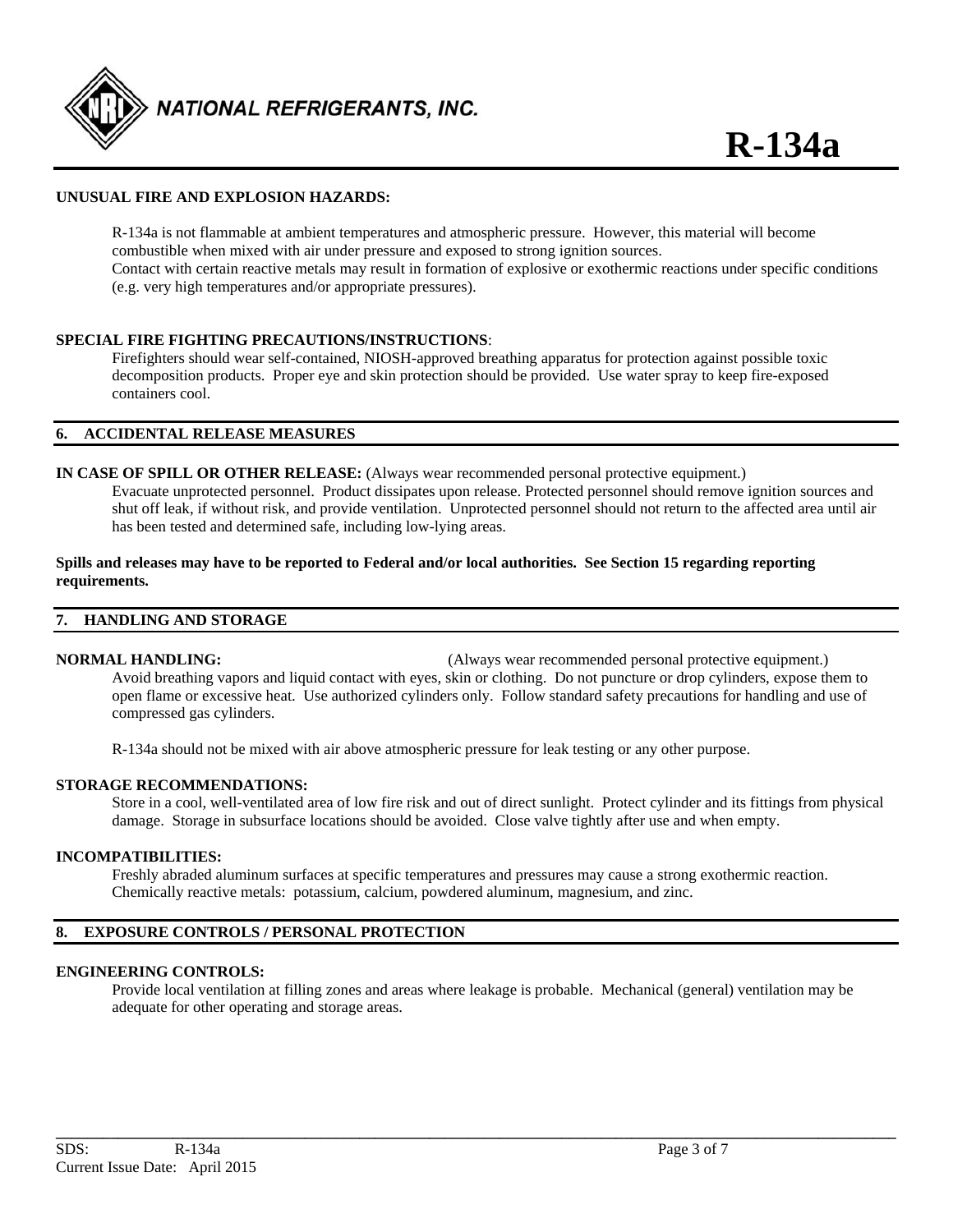**UNUSUAL FIRE AND EXPLOSION HAZARDS:**

R-134a is not flammable at ambient temperatures and atmospheric pressure. However, this material will become combustible when mixed with air under pressure and exposed to strong ignition sources.
Contact with certain reactive metals may result in formation of explosive or exothermic reactions under specific conditions (e.g. very high temperatures and/or appropriate pressures).

**SPECIAL FIRE FIGHTING PRECAUTIONS/INSTRUCTIONS**:

Firefighters should wear self-contained, NIOSH-approved breathing apparatus for protection against possible toxic decomposition products. Proper eye and skin protection should be provided. Use water spray to keep fire-exposed containers cool.

## 6. ACCIDENTAL RELEASE MEASURES

**IN CASE OF SPILL OR OTHER RELEASE:** (Always wear recommended personal protective equipment.)

Evacuate unprotected personnel. Product dissipates upon release. Protected personnel should remove ignition sources and shut off leak, if without risk, and provide ventilation. Unprotected personnel should not return to the affected area until air has been tested and determined safe, including low-lying areas.

**Spills and releases may have to be reported to Federal and/or local authorities. See Section 15 regarding reporting requirements.**

## 7. HANDLING AND STORAGE

**NORMAL HANDLING:** (Always wear recommended personal protective equipment.)

Avoid breathing vapors and liquid contact with eyes, skin or clothing. Do not puncture or drop cylinders, expose them to open flame or excessive heat. Use authorized cylinders only. Follow standard safety precautions for handling and use of compressed gas cylinders.

R-134a should not be mixed with air above atmospheric pressure for leak testing or any other purpose.

**STORAGE RECOMMENDATIONS:**

Store in a cool, well-ventilated area of low fire risk and out of direct sunlight. Protect cylinder and its fittings from physical damage. Storage in subsurface locations should be avoided. Close valve tightly after use and when empty.

**INCOMPATIBILITIES:**

Freshly abraded aluminum surfaces at specific temperatures and pressures may cause a strong exothermic reaction. Chemically reactive metals: potassium, calcium, powdered aluminum, magnesium, and zinc.

## 8. EXPOSURE CONTROLS / PERSONAL PROTECTION

**ENGINEERING CONTROLS:**

Provide local ventilation at filling zones and areas where leakage is probable. Mechanical (general) ventilation may be adequate for other operating and storage areas.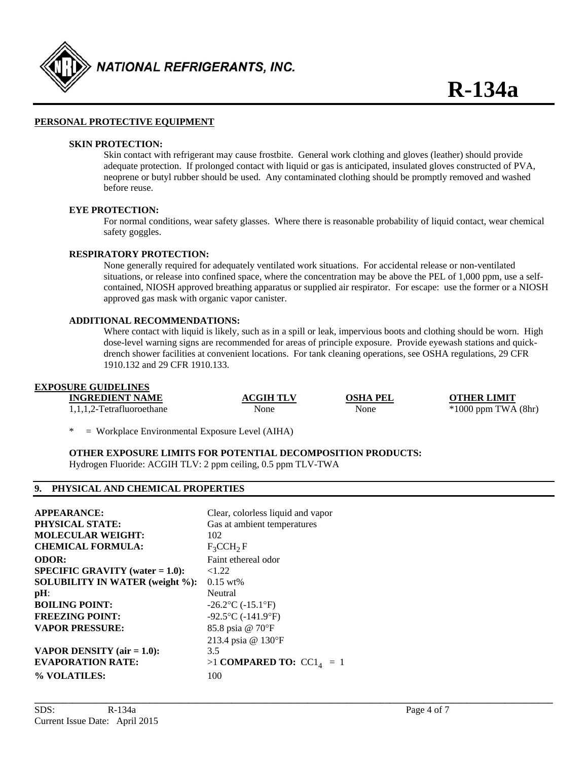#### PERSONAL PROTECTIVE EQUIPMENT

**SKIN PROTECTION:**

Skin contact with refrigerant may cause frostbite. General work clothing and gloves (leather) should provide adequate protection. If prolonged contact with liquid or gas is anticipated, insulated gloves constructed of PVA, neoprene or butyl rubber should be used. Any contaminated clothing should be promptly removed and washed before reuse.

**EYE PROTECTION:**

For normal conditions, wear safety glasses. Where there is reasonable probability of liquid contact, wear chemical safety goggles.

**RESPIRATORY PROTECTION:**

None generally required for adequately ventilated work situations. For accidental release or non-ventilated situations, or release into confined space, where the concentration may be above the PEL of 1,000 ppm, use a self-contained, NIOSH approved breathing apparatus or supplied air respirator. For escape: use the former or a NIOSH approved gas mask with organic vapor canister.

**ADDITIONAL RECOMMENDATIONS:**

Where contact with liquid is likely, such as in a spill or leak, impervious boots and clothing should be worn. High dose-level warning signs are recommended for areas of principle exposure. Provide eyewash stations and quick-drench shower facilities at convenient locations. For tank cleaning operations, see OSHA regulations, 29 CFR 1910.132 and 29 CFR 1910.133.

#### EXPOSURE GUIDELINES

| INGREDIENT NAME | ACGIH TLV | OSHA PEL | OTHER LIMIT |
|---|---|---|---|
| 1,1,1,2-Tetrafluoroethane | None | None | *1000 ppm TWA (8hr) |

\* = Workplace Environmental Exposure Level (AIHA)

**OTHER EXPOSURE LIMITS FOR POTENTIAL DECOMPOSITION PRODUCTS:**
Hydrogen Fluoride: ACGIH TLV: 2 ppm ceiling, 0.5 ppm TLV-TWA

## 9. PHYSICAL AND CHEMICAL PROPERTIES

| | |
|---|---|
| **APPEARANCE:** | Clear, colorless liquid and vapor |
| **PHYSICAL STATE:** | Gas at ambient temperatures |
| **MOLECULAR WEIGHT:** | 102 |
| **CHEMICAL FORMULA:** | $F_3CCH_2F$ |
| **ODOR:** | Faint ethereal odor |
| **SPECIFIC GRAVITY (water = 1.0):** | <1.22 |
| **SOLUBILITY IN WATER (weight %):** | 0.15 wt% |
| **pH:** | Neutral |
| **BOILING POINT:** | -26.2°C (-15.1°F) |
| **FREEZING POINT:** | -92.5°C (-141.9°F) |
| **VAPOR PRESSURE:** | 85.8 psia @ 70°F<br>213.4 psia @ 130°F |
| **VAPOR DENSITY (air = 1.0):** | 3.5 |
| **EVAPORATION RATE:** | >1 **COMPARED TO:** $CCl_4$ = 1 |
| **% VOLATILES:** | 100 |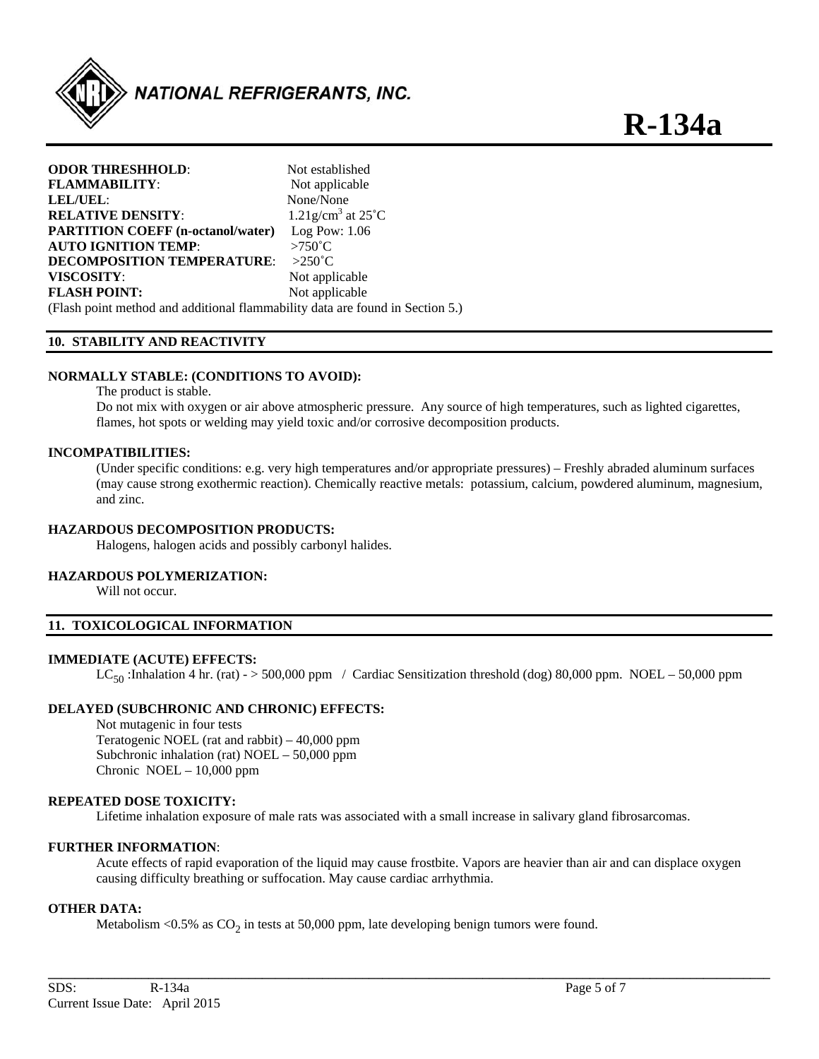**ODOR THRESHHOLD**: Not established
**FLAMMABILITY**: Not applicable
**LEL/UEL**: None/None
**RELATIVE DENSITY**: $1.21 g/cm^3$ at 25˚C
**PARTITION COEFF (n-octanol/water)** Log Pow: 1.06
**AUTO IGNITION TEMP**: >750˚C
**DECOMPOSITION TEMPERATURE**: >250˚C
**VISCOSITY**: Not applicable
**FLASH POINT:** Not applicable
(Flash point method and additional flammability data are found in Section 5.)

## 10. STABILITY AND REACTIVITY

**NORMALLY STABLE: (CONDITIONS TO AVOID):**

The product is stable.
Do not mix with oxygen or air above atmospheric pressure. Any source of high temperatures, such as lighted cigarettes, flames, hot spots or welding may yield toxic and/or corrosive decomposition products.

**INCOMPATIBILITIES:**

(Under specific conditions: e.g. very high temperatures and/or appropriate pressures) – Freshly abraded aluminum surfaces (may cause strong exothermic reaction). Chemically reactive metals: potassium, calcium, powdered aluminum, magnesium, and zinc.

**HAZARDOUS DECOMPOSITION PRODUCTS:**

Halogens, halogen acids and possibly carbonyl halides.

**HAZARDOUS POLYMERIZATION:**

Will not occur.

## 11. TOXICOLOGICAL INFORMATION

**IMMEDIATE (ACUTE) EFFECTS:**

$LC_{50}$ :Inhalation 4 hr. (rat) - > 500,000 ppm / Cardiac Sensitization threshold (dog) 80,000 ppm. NOEL – 50,000 ppm

**DELAYED (SUBCHRONIC AND CHRONIC) EFFECTS:**

Not mutagenic in four tests
Teratogenic NOEL (rat and rabbit) – 40,000 ppm
Subchronic inhalation (rat) NOEL – 50,000 ppm
Chronic NOEL – 10,000 ppm

**REPEATED DOSE TOXICITY:**

Lifetime inhalation exposure of male rats was associated with a small increase in salivary gland fibrosarcomas.

**FURTHER INFORMATION**:

Acute effects of rapid evaporation of the liquid may cause frostbite. Vapors are heavier than air and can displace oxygen causing difficulty breathing or suffocation. May cause cardiac arrhythmia.

**OTHER DATA:**

Metabolism <0.5% as $CO_2$ in tests at 50,000 ppm, late developing benign tumors were found.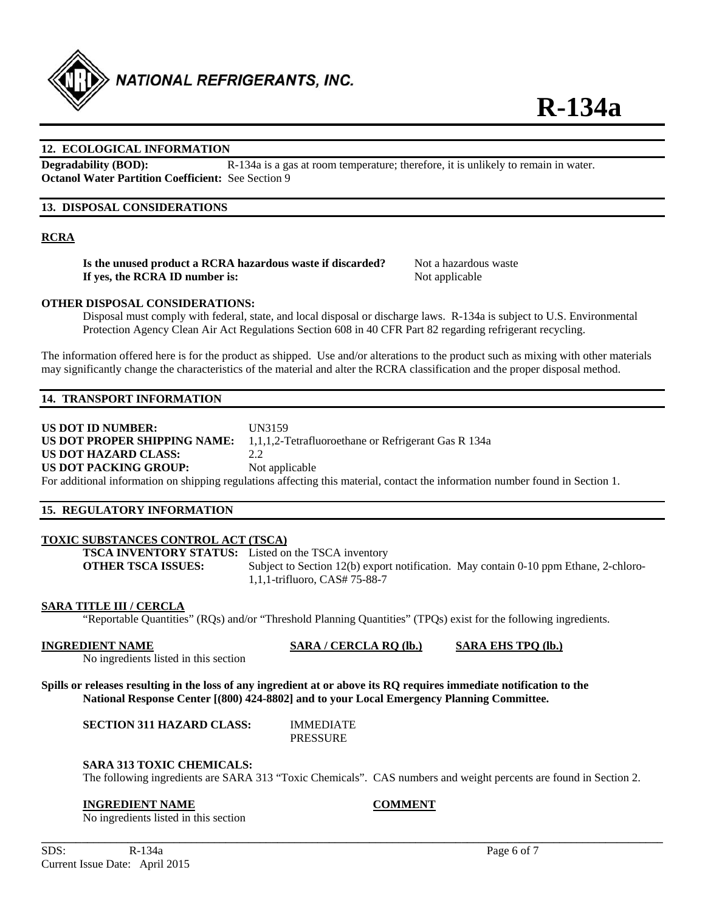## 12. ECOLOGICAL INFORMATION

**Degradability (BOD):** R-134a is a gas at room temperature; therefore, it is unlikely to remain in water.
**Octanol Water Partition Coefficient:** See Section 9

## 13. DISPOSAL CONSIDERATIONS

### RCRA

**Is the unused product a RCRA hazardous waste if discarded?** Not a hazardous waste
**If yes, the RCRA ID number is:** Not applicable

**OTHER DISPOSAL CONSIDERATIONS:**
Disposal must comply with federal, state, and local disposal or discharge laws. R-134a is subject to U.S. Environmental Protection Agency Clean Air Act Regulations Section 608 in 40 CFR Part 82 regarding refrigerant recycling.

The information offered here is for the product as shipped. Use and/or alterations to the product such as mixing with other materials may significantly change the characteristics of the material and alter the RCRA classification and the proper disposal method.

## 14. TRANSPORT INFORMATION

**US DOT ID NUMBER:** UN3159
**US DOT PROPER SHIPPING NAME:** 1,1,1,2-Tetrafluoroethane or Refrigerant Gas R 134a
**US DOT HAZARD CLASS:** 2.2
**US DOT PACKING GROUP:** Not applicable
For additional information on shipping regulations affecting this material, contact the information number found in Section 1.

## 15. REGULATORY INFORMATION

### TOXIC SUBSTANCES CONTROL ACT (TSCA)

**TSCA INVENTORY STATUS:** Listed on the TSCA inventory
**OTHER TSCA ISSUES:** Subject to Section 12(b) export notification. May contain 0-10 ppm Ethane, 2-chloro-1,1,1-trifluoro, CAS# 75-88-7

### SARA TITLE III / CERCLA

"Reportable Quantities" (RQs) and/or "Threshold Planning Quantities" (TPQs) exist for the following ingredients.

| INGREDIENT NAME | SARA / CERCLA RQ (lb.) | SARA EHS TPQ (lb.) |
|---|---|---|
| No ingredients listed in this section | | |

**Spills or releases resulting in the loss of any ingredient at or above its RQ requires immediate notification to the National Response Center [(800) 424-8802] and to your Local Emergency Planning Committee.**

**SECTION 311 HAZARD CLASS:** IMMEDIATE
PRESSURE

**SARA 313 TOXIC CHEMICALS:**
The following ingredients are SARA 313 "Toxic Chemicals". CAS numbers and weight percents are found in Section 2.

| INGREDIENT NAME | COMMENT |
|---|---|
| No ingredients listed in this section | |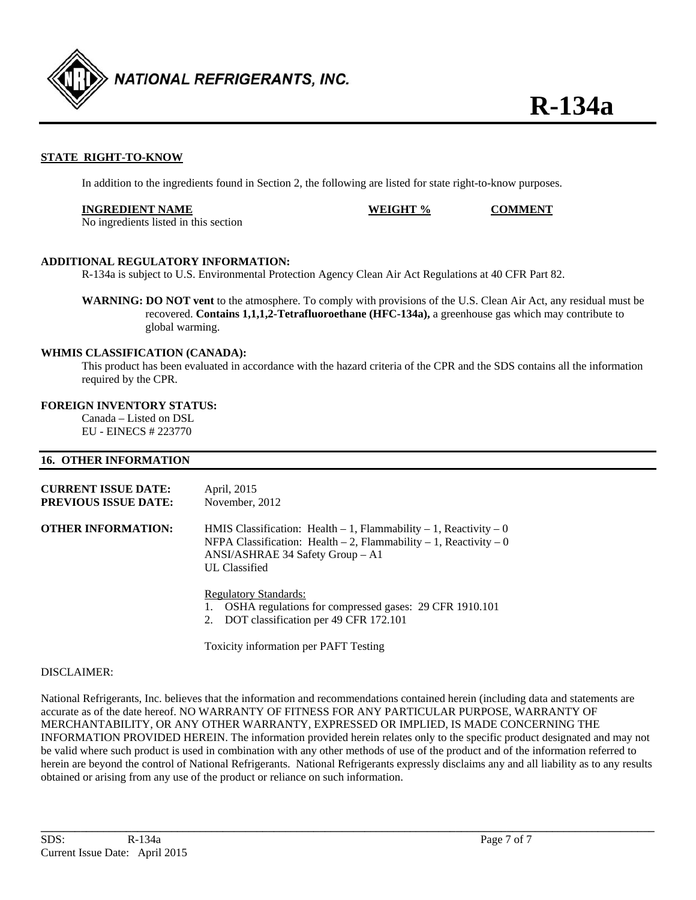**STATE RIGHT-TO-KNOW**

In addition to the ingredients found in Section 2, the following are listed for state right-to-know purposes.

| INGREDIENT NAME | WEIGHT % | COMMENT |
|---|---|---|
| No ingredients listed in this section | | |

**ADDITIONAL REGULATORY INFORMATION:**

R-134a is subject to U.S. Environmental Protection Agency Clean Air Act Regulations at 40 CFR Part 82.

**WARNING: DO NOT vent** to the atmosphere. To comply with provisions of the U.S. Clean Air Act, any residual must be recovered. **Contains 1,1,1,2-Tetrafluoroethane (HFC-134a),** a greenhouse gas which may contribute to global warming.

**WHMIS CLASSIFICATION (CANADA):**

This product has been evaluated in accordance with the hazard criteria of the CPR and the SDS contains all the information required by the CPR.

**FOREIGN INVENTORY STATUS:**

Canada – Listed on DSL
EU - EINECS # 223770

## 16. OTHER INFORMATION

**CURRENT ISSUE DATE:** April, 2015
**PREVIOUS ISSUE DATE:** November, 2012

**OTHER INFORMATION:**

HMIS Classification: Health – 1, Flammability – 1, Reactivity – 0
NFPA Classification: Health – 2, Flammability – 1, Reactivity – 0
ANSI/ASHRAE 34 Safety Group – A1
UL Classified

Regulatory Standards:

1. OSHA regulations for compressed gases: 29 CFR 1910.101
2. DOT classification per 49 CFR 172.101

Toxicity information per PAFT Testing

DISCLAIMER:

National Refrigerants, Inc. believes that the information and recommendations contained herein (including data and statements are accurate as of the date hereof. NO WARRANTY OF FITNESS FOR ANY PARTICULAR PURPOSE, WARRANTY OF MERCHANTABILITY, OR ANY OTHER WARRANTY, EXPRESSED OR IMPLIED, IS MADE CONCERNING THE INFORMATION PROVIDED HEREIN. The information provided herein relates only to the specific product designated and may not be valid where such product is used in combination with any other methods of use of the product and of the information referred to herein are beyond the control of National Refrigerants. National Refrigerants expressly disclaims any and all liability as to any results obtained or arising from any use of the product or reliance on such information.